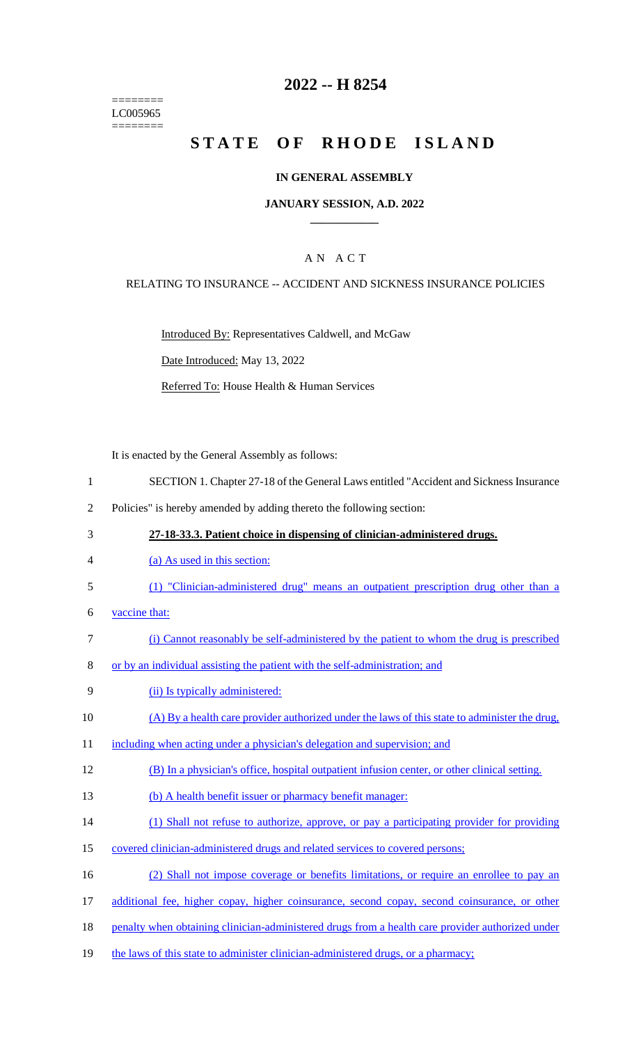========
LC005965
========

# 2022 -- H 8254

# STATE OF RHODE ISLAND

## IN GENERAL ASSEMBLY

### JANUARY SESSION, A.D. 2022

### A N A C T

RELATING TO INSURANCE -- ACCIDENT AND SICKNESS INSURANCE POLICIES

Introduced By: Representatives Caldwell, and McGaw

Date Introduced: May 13, 2022

Referred To: House Health & Human Services

It is enacted by the General Assembly as follows:

1 SECTION 1. Chapter 27-18 of the General Laws entitled "Accident and Sickness Insurance
2 Policies" is hereby amended by adding thereto the following section:
3 **27-18-33.3. Patient choice in dispensing of clinician-administered drugs.**
4 (a) As used in this section:
5 (1) "Clinician-administered drug" means an outpatient prescription drug other than a
6 vaccine that:
7 (i) Cannot reasonably be self-administered by the patient to whom the drug is prescribed
8 or by an individual assisting the patient with the self-administration; and
9 (ii) Is typically administered:
10 (A) By a health care provider authorized under the laws of this state to administer the drug,
11 including when acting under a physician's delegation and supervision; and
12 (B) In a physician's office, hospital outpatient infusion center, or other clinical setting.
13 (b) A health benefit issuer or pharmacy benefit manager:
14 (1) Shall not refuse to authorize, approve, or pay a participating provider for providing
15 covered clinician-administered drugs and related services to covered persons;
16 (2) Shall not impose coverage or benefits limitations, or require an enrollee to pay an
17 additional fee, higher copay, higher coinsurance, second copay, second coinsurance, or other
18 penalty when obtaining clinician-administered drugs from a health care provider authorized under
19 the laws of this state to administer clinician-administered drugs, or a pharmacy;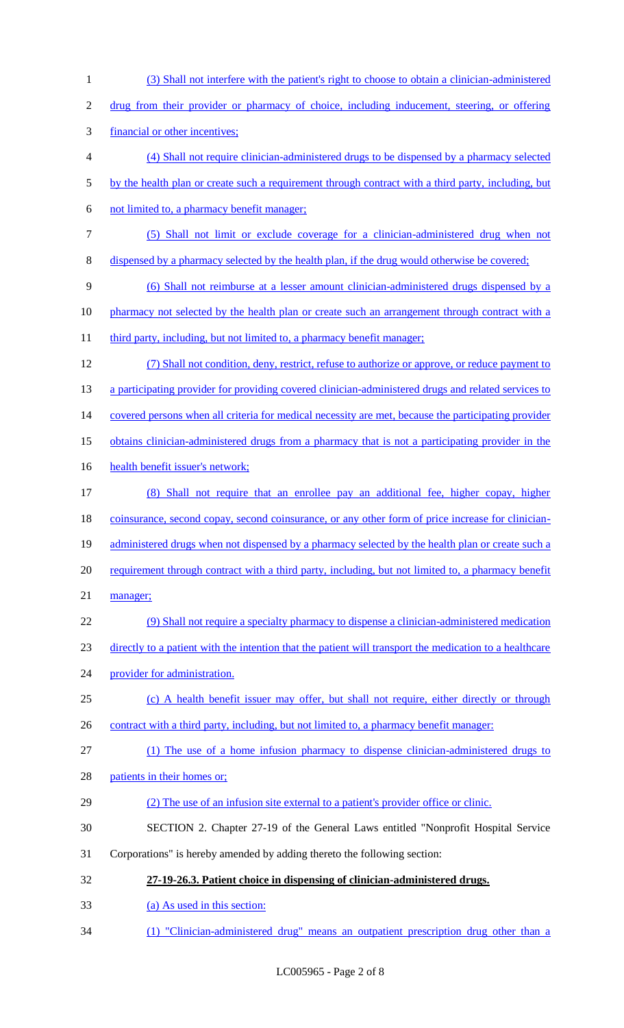(3) Shall not interfere with the patient's right to choose to obtain a clinician-administered drug from their provider or pharmacy of choice, including inducement, steering, or offering financial or other incentives;

(4) Shall not require clinician-administered drugs to be dispensed by a pharmacy selected by the health plan or create such a requirement through contract with a third party, including, but not limited to, a pharmacy benefit manager;

(5) Shall not limit or exclude coverage for a clinician-administered drug when not dispensed by a pharmacy selected by the health plan, if the drug would otherwise be covered;

(6) Shall not reimburse at a lesser amount clinician-administered drugs dispensed by a pharmacy not selected by the health plan or create such an arrangement through contract with a third party, including, but not limited to, a pharmacy benefit manager;

(7) Shall not condition, deny, restrict, refuse to authorize or approve, or reduce payment to a participating provider for providing covered clinician-administered drugs and related services to covered persons when all criteria for medical necessity are met, because the participating provider obtains clinician-administered drugs from a pharmacy that is not a participating provider in the health benefit issuer's network;

(8) Shall not require that an enrollee pay an additional fee, higher copay, higher coinsurance, second copay, second coinsurance, or any other form of price increase for clinician-administered drugs when not dispensed by a pharmacy selected by the health plan or create such a requirement through contract with a third party, including, but not limited to, a pharmacy benefit manager;

(9) Shall not require a specialty pharmacy to dispense a clinician-administered medication directly to a patient with the intention that the patient will transport the medication to a healthcare provider for administration.

(c) A health benefit issuer may offer, but shall not require, either directly or through contract with a third party, including, but not limited to, a pharmacy benefit manager:

(1) The use of a home infusion pharmacy to dispense clinician-administered drugs to patients in their homes or;

(2) The use of an infusion site external to a patient's provider office or clinic.

SECTION 2. Chapter 27-19 of the General Laws entitled "Nonprofit Hospital Service Corporations" is hereby amended by adding thereto the following section:

**27-19-26.3. Patient choice in dispensing of clinician-administered drugs.**

(a) As used in this section:

(1) "Clinician-administered drug" means an outpatient prescription drug other than a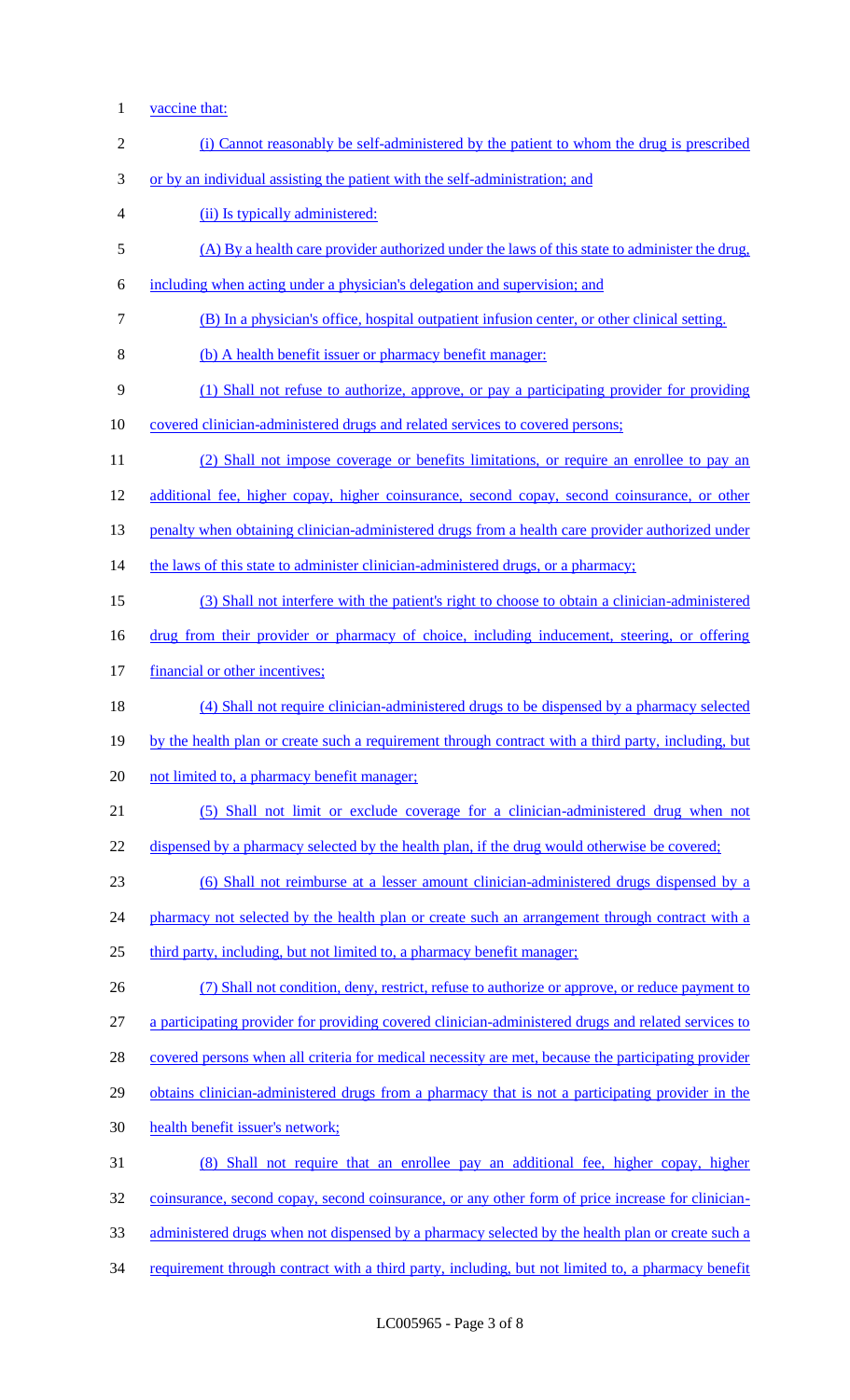vaccine that:

(i) Cannot reasonably be self-administered by the patient to whom the drug is prescribed or by an individual assisting the patient with the self-administration; and

(ii) Is typically administered:

(A) By a health care provider authorized under the laws of this state to administer the drug, including when acting under a physician's delegation and supervision; and

(B) In a physician's office, hospital outpatient infusion center, or other clinical setting.

(b) A health benefit issuer or pharmacy benefit manager:

(1) Shall not refuse to authorize, approve, or pay a participating provider for providing covered clinician-administered drugs and related services to covered persons;

(2) Shall not impose coverage or benefits limitations, or require an enrollee to pay an additional fee, higher copay, higher coinsurance, second copay, second coinsurance, or other penalty when obtaining clinician-administered drugs from a health care provider authorized under the laws of this state to administer clinician-administered drugs, or a pharmacy;

(3) Shall not interfere with the patient's right to choose to obtain a clinician-administered drug from their provider or pharmacy of choice, including inducement, steering, or offering financial or other incentives;

(4) Shall not require clinician-administered drugs to be dispensed by a pharmacy selected by the health plan or create such a requirement through contract with a third party, including, but not limited to, a pharmacy benefit manager;

(5) Shall not limit or exclude coverage for a clinician-administered drug when not dispensed by a pharmacy selected by the health plan, if the drug would otherwise be covered;

(6) Shall not reimburse at a lesser amount clinician-administered drugs dispensed by a pharmacy not selected by the health plan or create such an arrangement through contract with a third party, including, but not limited to, a pharmacy benefit manager;

(7) Shall not condition, deny, restrict, refuse to authorize or approve, or reduce payment to a participating provider for providing covered clinician-administered drugs and related services to covered persons when all criteria for medical necessity are met, because the participating provider obtains clinician-administered drugs from a pharmacy that is not a participating provider in the health benefit issuer's network;

(8) Shall not require that an enrollee pay an additional fee, higher copay, higher coinsurance, second copay, second coinsurance, or any other form of price increase for clinician-administered drugs when not dispensed by a pharmacy selected by the health plan or create such a requirement through contract with a third party, including, but not limited to, a pharmacy benefit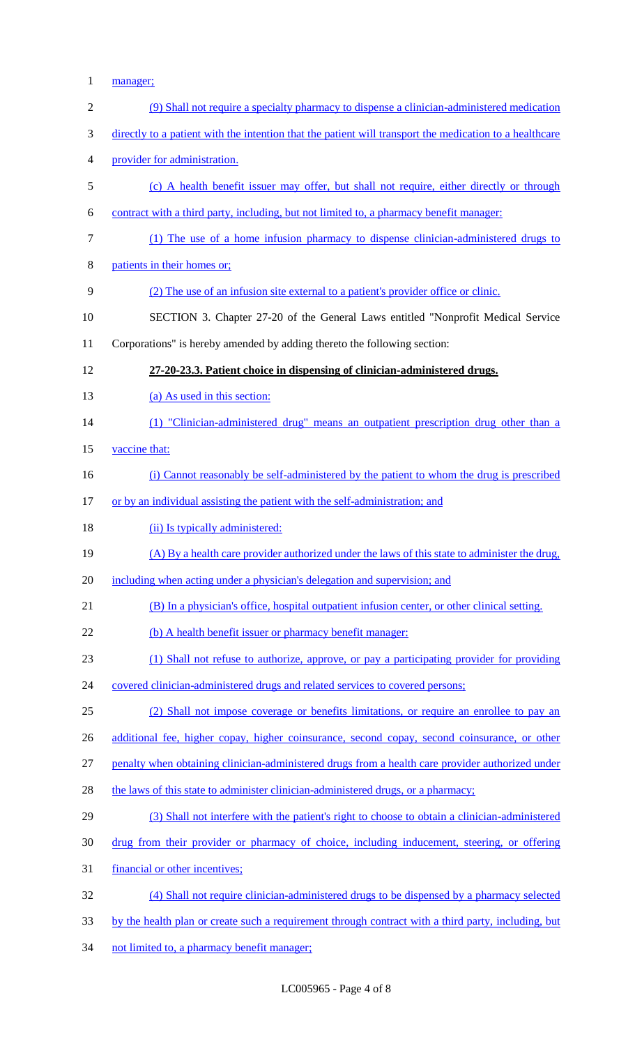manager;

(9) Shall not require a specialty pharmacy to dispense a clinician-administered medication directly to a patient with the intention that the patient will transport the medication to a healthcare provider for administration.

(c) A health benefit issuer may offer, but shall not require, either directly or through contract with a third party, including, but not limited to, a pharmacy benefit manager:

(1) The use of a home infusion pharmacy to dispense clinician-administered drugs to patients in their homes or;

(2) The use of an infusion site external to a patient's provider office or clinic.

SECTION 3. Chapter 27-20 of the General Laws entitled "Nonprofit Medical Service Corporations" is hereby amended by adding thereto the following section:

**27-20-23.3. Patient choice in dispensing of clinician-administered drugs.**

(a) As used in this section:

(1) "Clinician-administered drug" means an outpatient prescription drug other than a vaccine that:

(i) Cannot reasonably be self-administered by the patient to whom the drug is prescribed or by an individual assisting the patient with the self-administration; and

(ii) Is typically administered:

(A) By a health care provider authorized under the laws of this state to administer the drug, including when acting under a physician's delegation and supervision; and

(B) In a physician's office, hospital outpatient infusion center, or other clinical setting.

(b) A health benefit issuer or pharmacy benefit manager:

(1) Shall not refuse to authorize, approve, or pay a participating provider for providing covered clinician-administered drugs and related services to covered persons;

(2) Shall not impose coverage or benefits limitations, or require an enrollee to pay an additional fee, higher copay, higher coinsurance, second copay, second coinsurance, or other penalty when obtaining clinician-administered drugs from a health care provider authorized under the laws of this state to administer clinician-administered drugs, or a pharmacy;

(3) Shall not interfere with the patient's right to choose to obtain a clinician-administered drug from their provider or pharmacy of choice, including inducement, steering, or offering financial or other incentives;

(4) Shall not require clinician-administered drugs to be dispensed by a pharmacy selected by the health plan or create such a requirement through contract with a third party, including, but not limited to, a pharmacy benefit manager;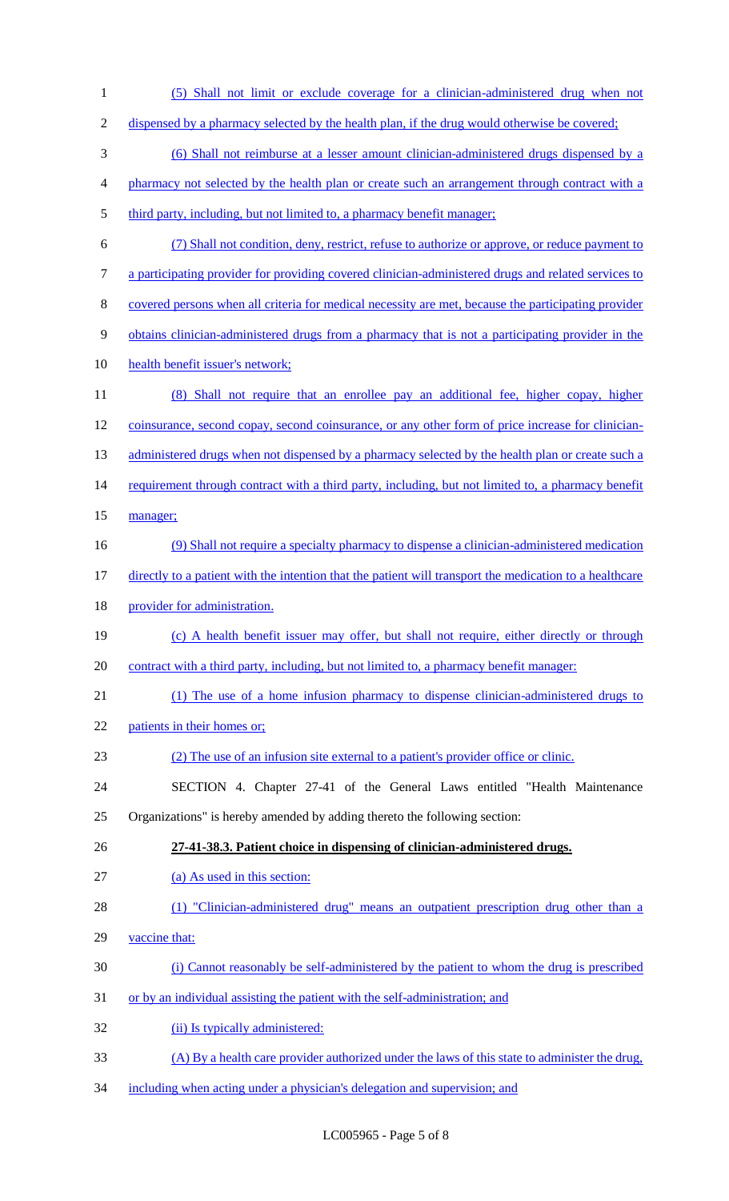(5) Shall not limit or exclude coverage for a clinician-administered drug when not dispensed by a pharmacy selected by the health plan, if the drug would otherwise be covered;

(6) Shall not reimburse at a lesser amount clinician-administered drugs dispensed by a pharmacy not selected by the health plan or create such an arrangement through contract with a third party, including, but not limited to, a pharmacy benefit manager;

(7) Shall not condition, deny, restrict, refuse to authorize or approve, or reduce payment to a participating provider for providing covered clinician-administered drugs and related services to covered persons when all criteria for medical necessity are met, because the participating provider obtains clinician-administered drugs from a pharmacy that is not a participating provider in the health benefit issuer's network;

(8) Shall not require that an enrollee pay an additional fee, higher copay, higher coinsurance, second copay, second coinsurance, or any other form of price increase for clinician-administered drugs when not dispensed by a pharmacy selected by the health plan or create such a requirement through contract with a third party, including, but not limited to, a pharmacy benefit manager;

(9) Shall not require a specialty pharmacy to dispense a clinician-administered medication directly to a patient with the intention that the patient will transport the medication to a healthcare provider for administration.

(c) A health benefit issuer may offer, but shall not require, either directly or through contract with a third party, including, but not limited to, a pharmacy benefit manager:

(1) The use of a home infusion pharmacy to dispense clinician-administered drugs to patients in their homes or;

(2) The use of an infusion site external to a patient's provider office or clinic.

SECTION 4. Chapter 27-41 of the General Laws entitled "Health Maintenance Organizations" is hereby amended by adding thereto the following section:

**27-41-38.3. Patient choice in dispensing of clinician-administered drugs.**

(a) As used in this section:

(1) "Clinician-administered drug" means an outpatient prescription drug other than a vaccine that:

(i) Cannot reasonably be self-administered by the patient to whom the drug is prescribed or by an individual assisting the patient with the self-administration; and

(ii) Is typically administered:

(A) By a health care provider authorized under the laws of this state to administer the drug, including when acting under a physician's delegation and supervision; and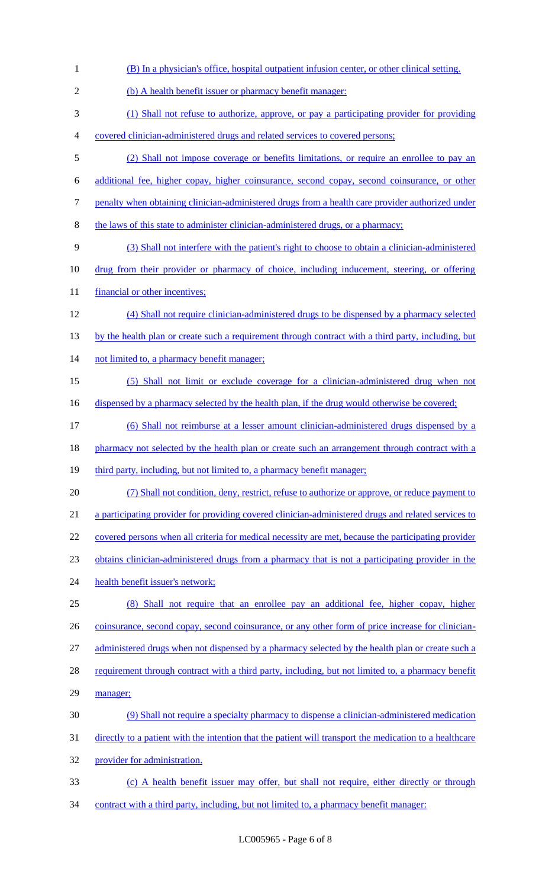(B) In a physician's office, hospital outpatient infusion center, or other clinical setting.

(b) A health benefit issuer or pharmacy benefit manager:

(1) Shall not refuse to authorize, approve, or pay a participating provider for providing covered clinician-administered drugs and related services to covered persons;

(2) Shall not impose coverage or benefits limitations, or require an enrollee to pay an additional fee, higher copay, higher coinsurance, second copay, second coinsurance, or other penalty when obtaining clinician-administered drugs from a health care provider authorized under the laws of this state to administer clinician-administered drugs, or a pharmacy;

(3) Shall not interfere with the patient's right to choose to obtain a clinician-administered drug from their provider or pharmacy of choice, including inducement, steering, or offering financial or other incentives;

(4) Shall not require clinician-administered drugs to be dispensed by a pharmacy selected by the health plan or create such a requirement through contract with a third party, including, but not limited to, a pharmacy benefit manager;

(5) Shall not limit or exclude coverage for a clinician-administered drug when not dispensed by a pharmacy selected by the health plan, if the drug would otherwise be covered;

(6) Shall not reimburse at a lesser amount clinician-administered drugs dispensed by a pharmacy not selected by the health plan or create such an arrangement through contract with a third party, including, but not limited to, a pharmacy benefit manager;

(7) Shall not condition, deny, restrict, refuse to authorize or approve, or reduce payment to a participating provider for providing covered clinician-administered drugs and related services to covered persons when all criteria for medical necessity are met, because the participating provider obtains clinician-administered drugs from a pharmacy that is not a participating provider in the health benefit issuer's network;

(8) Shall not require that an enrollee pay an additional fee, higher copay, higher coinsurance, second copay, second coinsurance, or any other form of price increase for clinician-administered drugs when not dispensed by a pharmacy selected by the health plan or create such a requirement through contract with a third party, including, but not limited to, a pharmacy benefit manager;

(9) Shall not require a specialty pharmacy to dispense a clinician-administered medication directly to a patient with the intention that the patient will transport the medication to a healthcare provider for administration.

(c) A health benefit issuer may offer, but shall not require, either directly or through contract with a third party, including, but not limited to, a pharmacy benefit manager: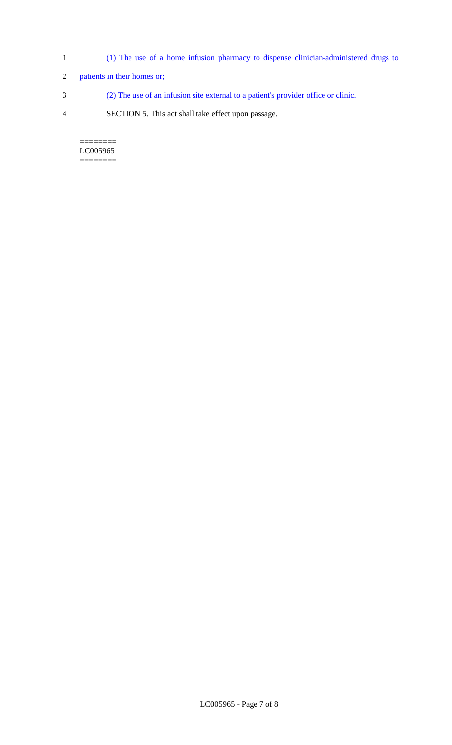(1) The use of a home infusion pharmacy to dispense clinician-administered drugs to patients in their homes or;

(2) The use of an infusion site external to a patient's provider office or clinic.

SECTION 5. This act shall take effect upon passage.

========
LC005965
========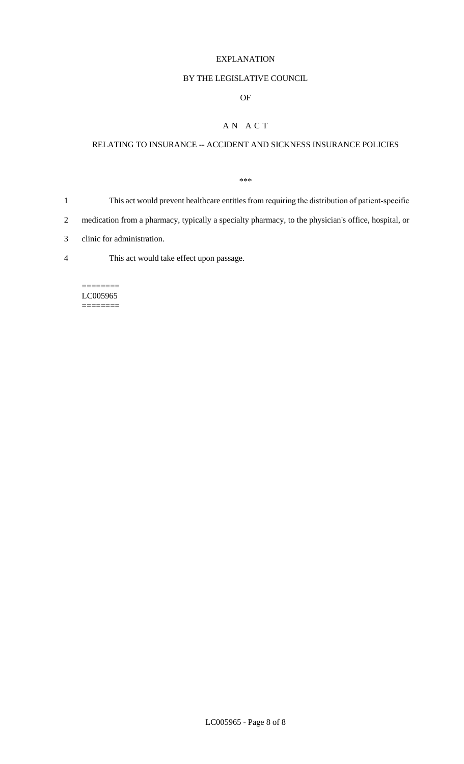EXPLANATION

BY THE LEGISLATIVE COUNCIL

OF

A N A C T

RELATING TO INSURANCE -- ACCIDENT AND SICKNESS INSURANCE POLICIES

\*\*\*

This act would prevent healthcare entities from requiring the distribution of patient-specific medication from a pharmacy, typically a specialty pharmacy, to the physician's office, hospital, or clinic for administration.

This act would take effect upon passage.

========
LC005965
========